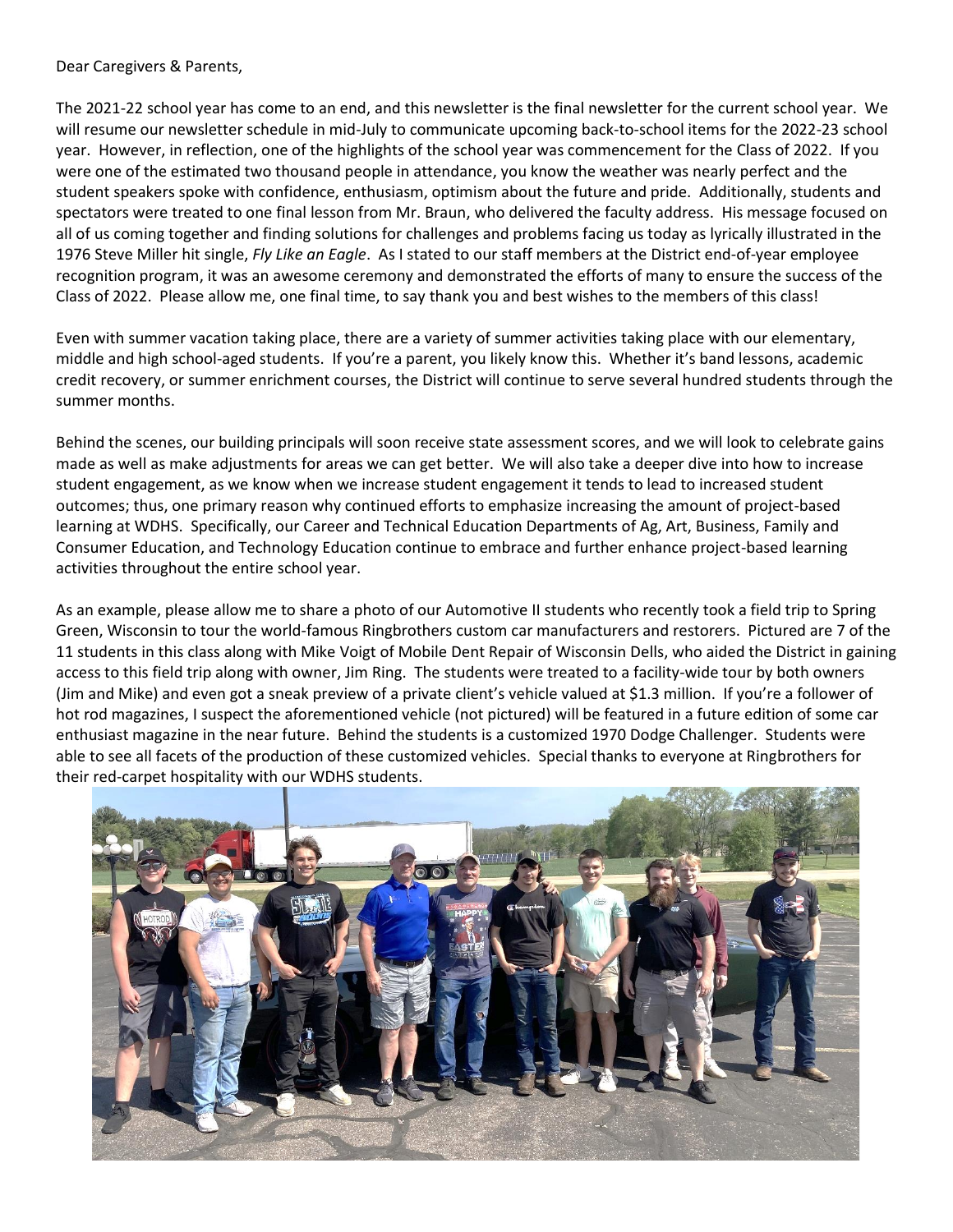Dear Caregivers & Parents,

The 2021-22 school year has come to an end, and this newsletter is the final newsletter for the current school year. We will resume our newsletter schedule in mid-July to communicate upcoming back-to-school items for the 2022-23 school year. However, in reflection, one of the highlights of the school year was commencement for the Class of 2022. If you were one of the estimated two thousand people in attendance, you know the weather was nearly perfect and the student speakers spoke with confidence, enthusiasm, optimism about the future and pride. Additionally, students and spectators were treated to one final lesson from Mr. Braun, who delivered the faculty address. His message focused on all of us coming together and finding solutions for challenges and problems facing us today as lyrically illustrated in the 1976 Steve Miller hit single, *Fly Like an Eagle*. As I stated to our staff members at the District end-of-year employee recognition program, it was an awesome ceremony and demonstrated the efforts of many to ensure the success of the Class of 2022. Please allow me, one final time, to say thank you and best wishes to the members of this class!

Even with summer vacation taking place, there are a variety of summer activities taking place with our elementary, middle and high school-aged students. If you're a parent, you likely know this. Whether it's band lessons, academic credit recovery, or summer enrichment courses, the District will continue to serve several hundred students through the summer months.

Behind the scenes, our building principals will soon receive state assessment scores, and we will look to celebrate gains made as well as make adjustments for areas we can get better. We will also take a deeper dive into how to increase student engagement, as we know when we increase student engagement it tends to lead to increased student outcomes; thus, one primary reason why continued efforts to emphasize increasing the amount of project-based learning at WDHS. Specifically, our Career and Technical Education Departments of Ag, Art, Business, Family and Consumer Education, and Technology Education continue to embrace and further enhance project-based learning activities throughout the entire school year.

As an example, please allow me to share a photo of our Automotive II students who recently took a field trip to Spring Green, Wisconsin to tour the world-famous Ringbrothers custom car manufacturers and restorers. Pictured are 7 of the 11 students in this class along with Mike Voigt of Mobile Dent Repair of Wisconsin Dells, who aided the District in gaining access to this field trip along with owner, Jim Ring. The students were treated to a facility-wide tour by both owners (Jim and Mike) and even got a sneak preview of a private client's vehicle valued at $1.3 million. If you're a follower of hot rod magazines, I suspect the aforementioned vehicle (not pictured) will be featured in a future edition of some car enthusiast magazine in the near future. Behind the students is a customized 1970 Dodge Challenger. Students were able to see all facets of the production of these customized vehicles. Special thanks to everyone at Ringbrothers for their red-carpet hospitality with our WDHS students.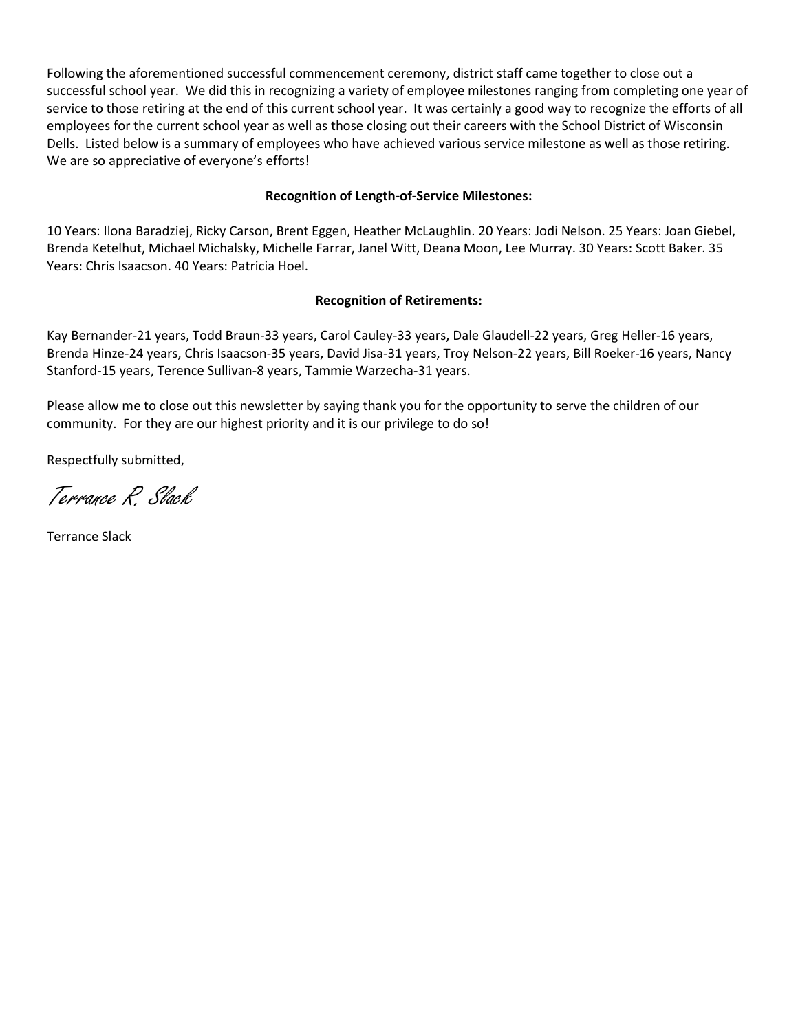Following the aforementioned successful commencement ceremony, district staff came together to close out a successful school year. We did this in recognizing a variety of employee milestones ranging from completing one year of service to those retiring at the end of this current school year. It was certainly a good way to recognize the efforts of all employees for the current school year as well as those closing out their careers with the School District of Wisconsin Dells. Listed below is a summary of employees who have achieved various service milestone as well as those retiring. We are so appreciative of everyone's efforts!

**Recognition of Length-of-Service Milestones:**

10 Years: Ilona Baradziej, Ricky Carson, Brent Eggen, Heather McLaughlin. 20 Years: Jodi Nelson. 25 Years: Joan Giebel, Brenda Ketelhut, Michael Michalsky, Michelle Farrar, Janel Witt, Deana Moon, Lee Murray. 30 Years: Scott Baker. 35 Years: Chris Isaacson. 40 Years: Patricia Hoel.

**Recognition of Retirements:**

Kay Bernander-21 years, Todd Braun-33 years, Carol Cauley-33 years, Dale Glaudell-22 years, Greg Heller-16 years, Brenda Hinze-24 years, Chris Isaacson-35 years, David Jisa-31 years, Troy Nelson-22 years, Bill Roeker-16 years, Nancy Stanford-15 years, Terence Sullivan-8 years, Tammie Warzecha-31 years.

Please allow me to close out this newsletter by saying thank you for the opportunity to serve the children of our community. For they are our highest priority and it is our privilege to do so!

Respectfully submitted,

*Terrance R. Slack*

Terrance Slack